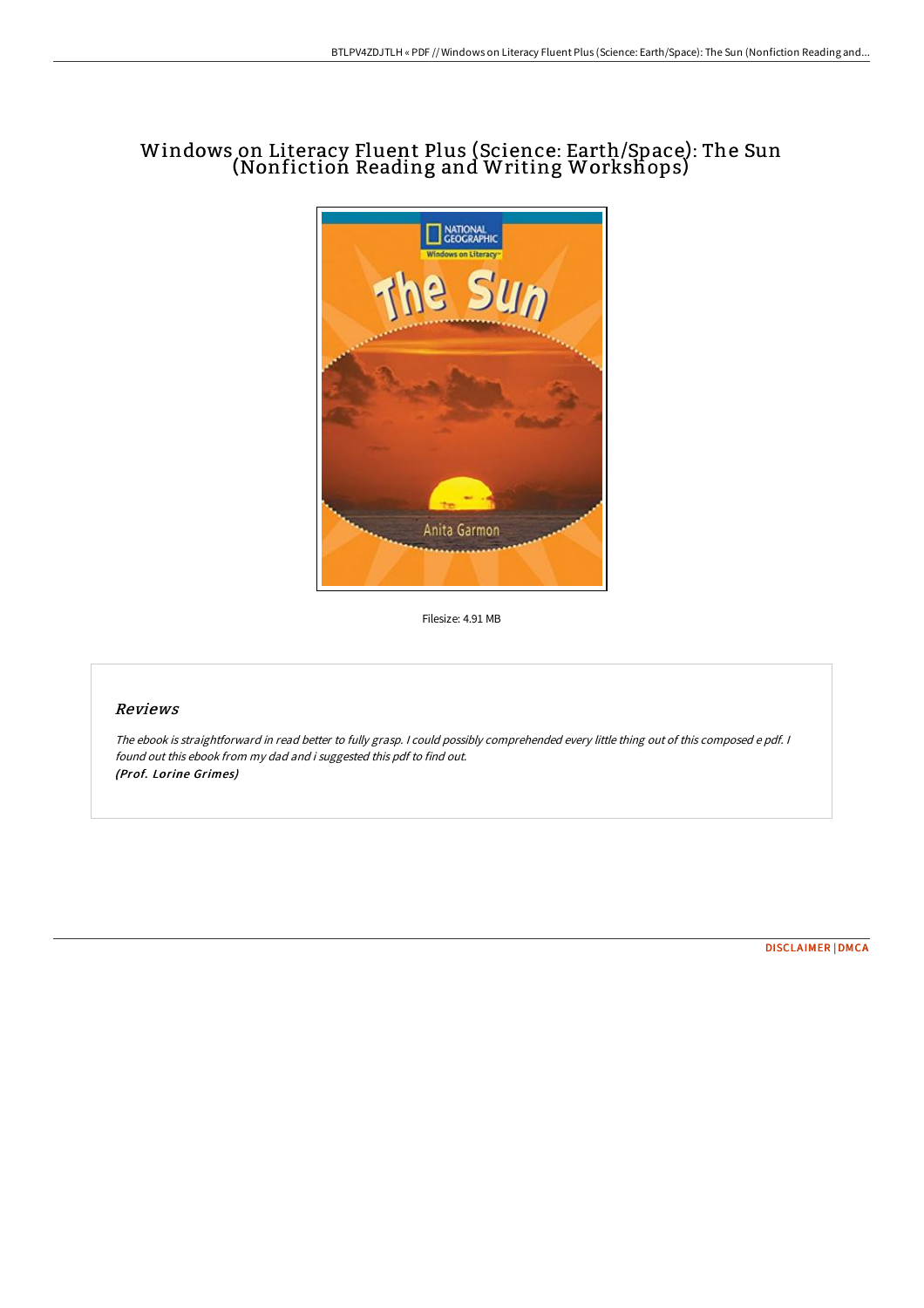# Windows on Literacy Fluent Plus (Science: Earth/Space): The Sun (Nonfiction Reading and Writing Workshops)

Filesize: 4.91 MB

## Reviews

*The ebook is straightforward in read better to fully grasp. I could possibly comprehended every little thing out of this composed e pdf. I found out this ebook from my dad and i suggested this pdf to find out.*
*(Prof. Lorine Grimes)*

DISCLAIMER | DMCA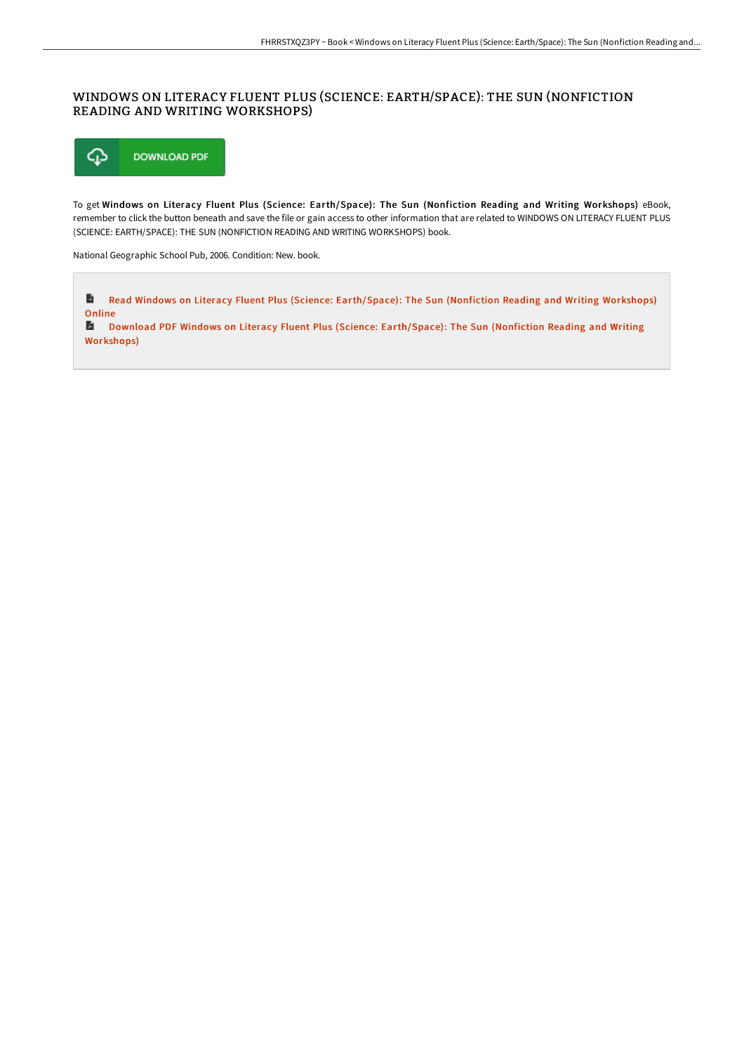# WINDOWS ON LITERACY FLUENT PLUS (SCIENCE: EARTH/SPACE): THE SUN (NONFICTION READING AND WRITING WORKSHOPS)

DOWNLOAD PDF

To get **Windows on Literacy Fluent Plus (Science: Earth/Space): The Sun (Nonfiction Reading and Writing Workshops)** eBook, remember to click the button beneath and save the file or gain access to other information that are related to WINDOWS ON LITERACY FLUENT PLUS (SCIENCE: EARTH/SPACE): THE SUN (NONFICTION READING AND WRITING WORKSHOPS) book.

National Geographic School Pub, 2006. Condition: New. book.

Read Windows on Literacy Fluent Plus (Science: Earth/Space): The Sun (Nonfiction Reading and Writing Workshops) Online

Download PDF Windows on Literacy Fluent Plus (Science: Earth/Space): The Sun (Nonfiction Reading and Writing Workshops)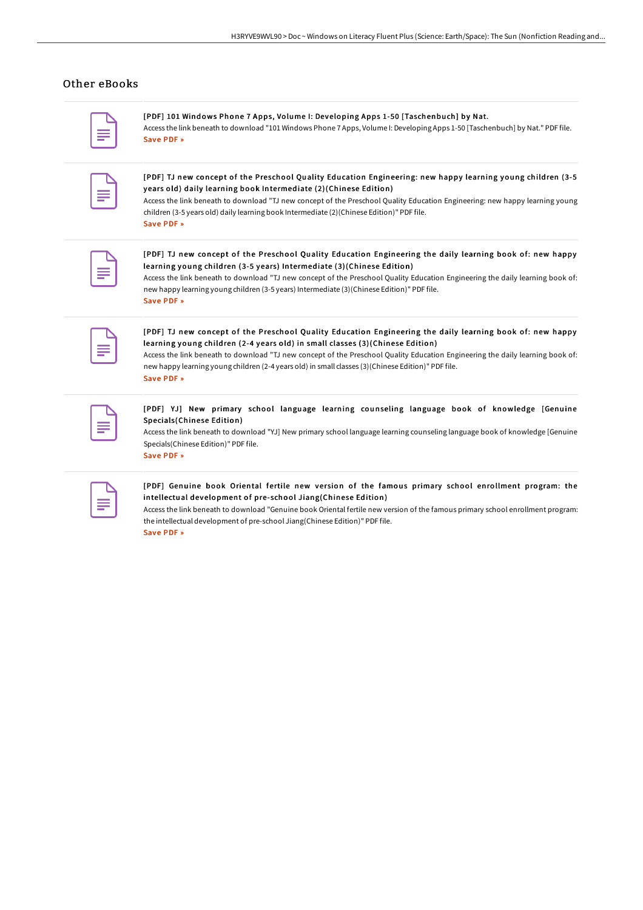## Other eBooks

[PDF] 101 Windows Phone 7 Apps, Volume I: Developing Apps 1-50 [Taschenbuch] by Nat.

Access the link beneath to download "101 Windows Phone 7 Apps, Volume I: Developing Apps 1-50 [Taschenbuch] by Nat." PDF file.

Save PDF »

[PDF] TJ new concept of the Preschool Quality Education Engineering: new happy learning young children (3-5 years old) daily learning book Intermediate (2)(Chinese Edition)

Access the link beneath to download "TJ new concept of the Preschool Quality Education Engineering: new happy learning young children (3-5 years old) daily learning book Intermediate (2)(Chinese Edition)" PDF file.

Save PDF »

[PDF] TJ new concept of the Preschool Quality Education Engineering the daily learning book of: new happy learning young children (3-5 years) Intermediate (3)(Chinese Edition)

Access the link beneath to download "TJ new concept of the Preschool Quality Education Engineering the daily learning book of: new happy learning young children (3-5 years) Intermediate (3)(Chinese Edition)" PDF file.

Save PDF »

[PDF] TJ new concept of the Preschool Quality Education Engineering the daily learning book of: new happy learning young children (2-4 years old) in small classes (3)(Chinese Edition)

Access the link beneath to download "TJ new concept of the Preschool Quality Education Engineering the daily learning book of: new happy learning young children (2-4 years old) in small classes (3)(Chinese Edition)" PDF file.

Save PDF »

[PDF] YJ] New primary school language learning counseling language book of knowledge [Genuine Specials(Chinese Edition)

Access the link beneath to download "YJ] New primary school language learning counseling language book of knowledge [Genuine Specials(Chinese Edition)" PDF file.

Save PDF »

[PDF] Genuine book Oriental fertile new version of the famous primary school enrollment program: the intellectual development of pre-school Jiang(Chinese Edition)

Access the link beneath to download "Genuine book Oriental fertile new version of the famous primary school enrollment program: the intellectual development of pre-school Jiang(Chinese Edition)" PDF file.

Save PDF »